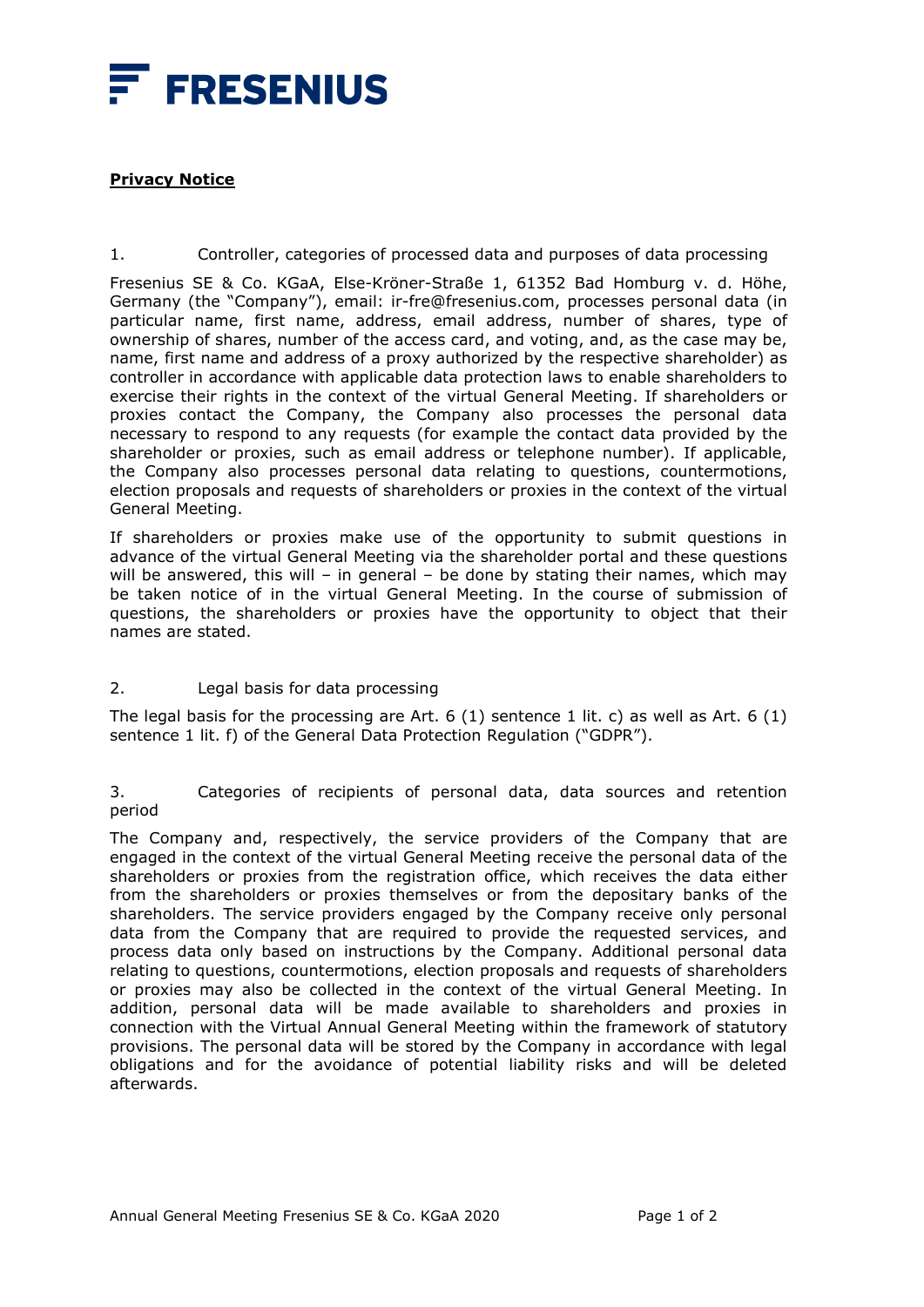FRESENIUS

**Privacy Notice**

1. Controller, categories of processed data and purposes of data processing

Fresenius SE & Co. KGaA, Else-Kröner-Straße 1, 61352 Bad Homburg v. d. Höhe, Germany (the "Company"), email: ir-fre@fresenius.com, processes personal data (in particular name, first name, address, email address, number of shares, type of ownership of shares, number of the access card, and voting, and, as the case may be, name, first name and address of a proxy authorized by the respective shareholder) as controller in accordance with applicable data protection laws to enable shareholders to exercise their rights in the context of the virtual General Meeting. If shareholders or proxies contact the Company, the Company also processes the personal data necessary to respond to any requests (for example the contact data provided by the shareholder or proxies, such as email address or telephone number). If applicable, the Company also processes personal data relating to questions, countermotions, election proposals and requests of shareholders or proxies in the context of the virtual General Meeting.

If shareholders or proxies make use of the opportunity to submit questions in advance of the virtual General Meeting via the shareholder portal and these questions will be answered, this will – in general – be done by stating their names, which may be taken notice of in the virtual General Meeting. In the course of submission of questions, the shareholders or proxies have the opportunity to object that their names are stated.

2. Legal basis for data processing

The legal basis for the processing are Art. 6 (1) sentence 1 lit. c) as well as Art. 6 (1) sentence 1 lit. f) of the General Data Protection Regulation ("GDPR").

3. Categories of recipients of personal data, data sources and retention period

The Company and, respectively, the service providers of the Company that are engaged in the context of the virtual General Meeting receive the personal data of the shareholders or proxies from the registration office, which receives the data either from the shareholders or proxies themselves or from the depositary banks of the shareholders. The service providers engaged by the Company receive only personal data from the Company that are required to provide the requested services, and process data only based on instructions by the Company. Additional personal data relating to questions, countermotions, election proposals and requests of shareholders or proxies may also be collected in the context of the virtual General Meeting. In addition, personal data will be made available to shareholders and proxies in connection with the Virtual Annual General Meeting within the framework of statutory provisions. The personal data will be stored by the Company in accordance with legal obligations and for the avoidance of potential liability risks and will be deleted afterwards.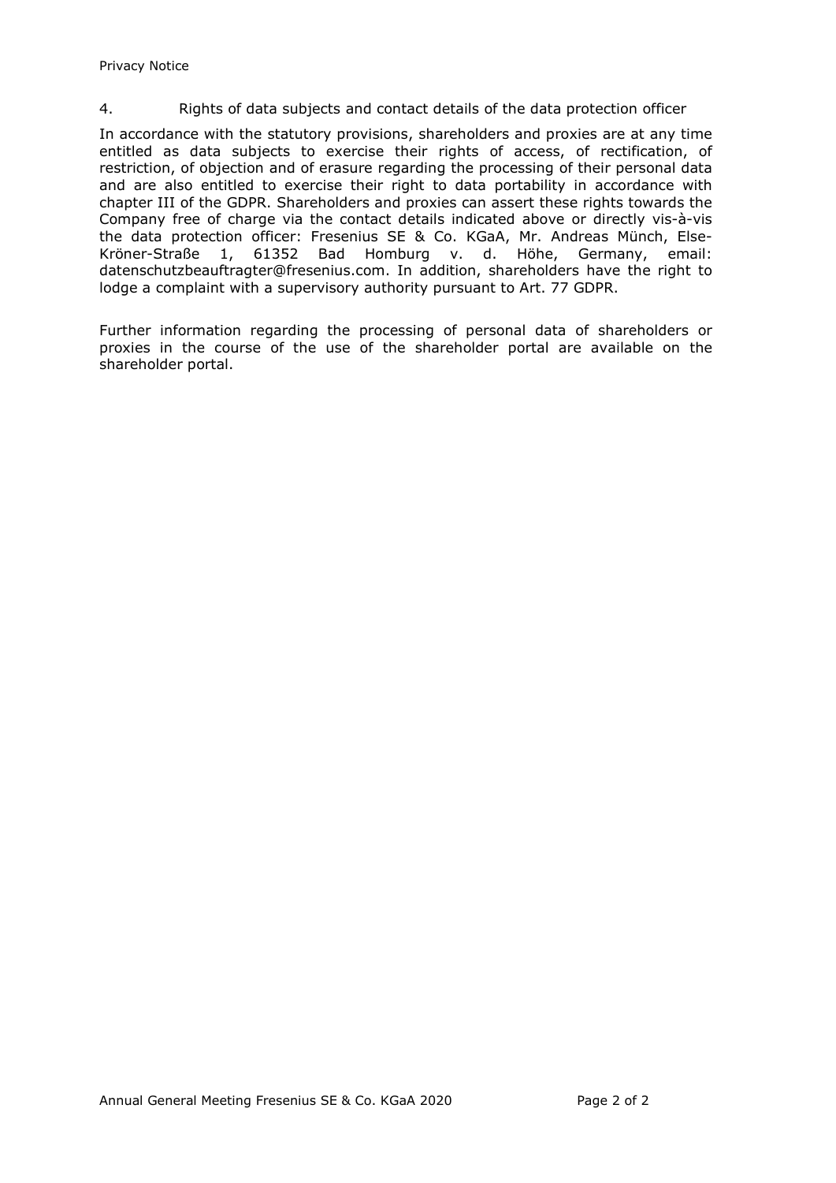## 4. Rights of data subjects and contact details of the data protection officer

In accordance with the statutory provisions, shareholders and proxies are at any time entitled as data subjects to exercise their rights of access, of rectification, of restriction, of objection and of erasure regarding the processing of their personal data and are also entitled to exercise their right to data portability in accordance with chapter III of the GDPR. Shareholders and proxies can assert these rights towards the Company free of charge via the contact details indicated above or directly vis-à-vis the data protection officer: Fresenius SE & Co. KGaA, Mr. Andreas Münch, Else-Kröner-Straße 1, 61352 Bad Homburg v. d. Höhe, Germany, email: datenschutzbeauftragter@fresenius.com. In addition, shareholders have the right to lodge a complaint with a supervisory authority pursuant to Art. 77 GDPR.

Further information regarding the processing of personal data of shareholders or proxies in the course of the use of the shareholder portal are available on the shareholder portal.